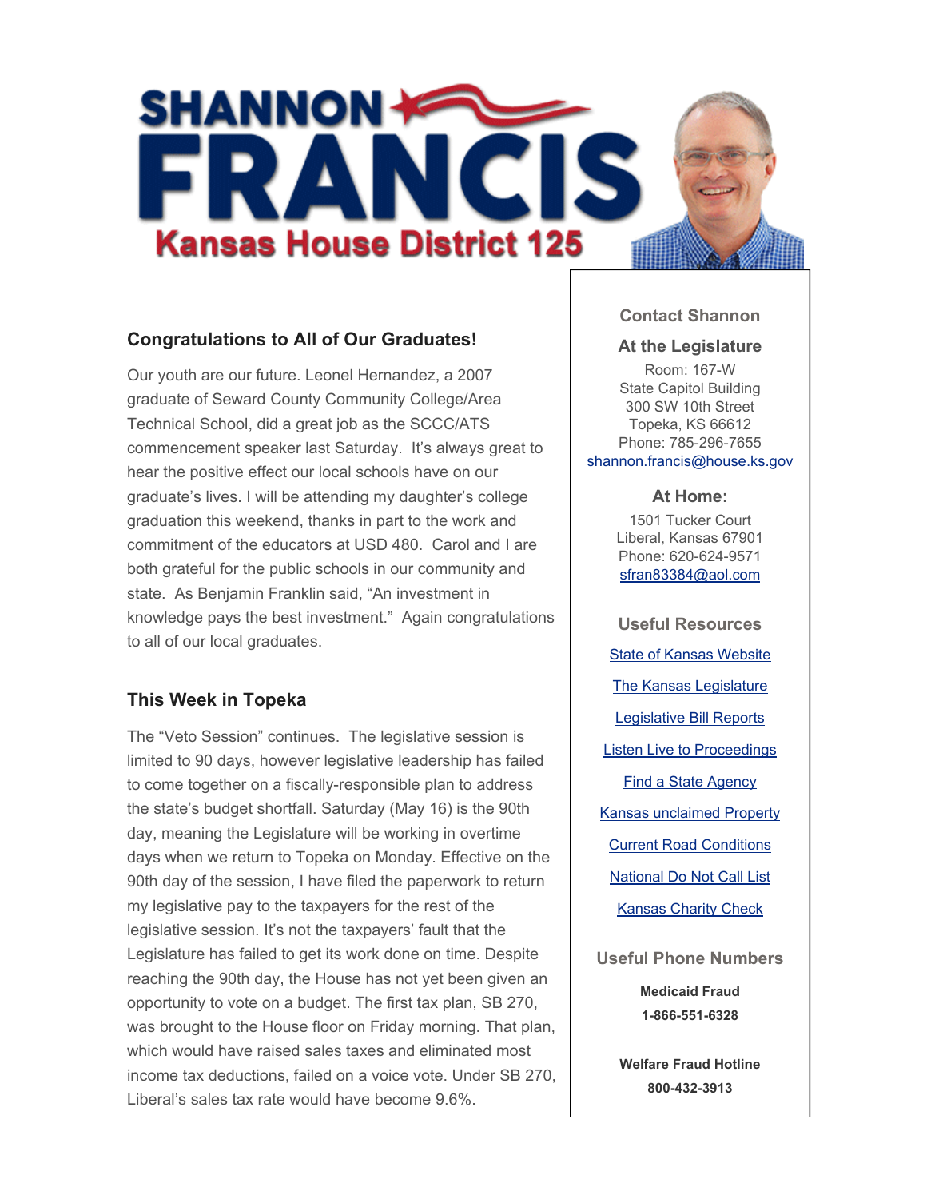# SHANNON FRANCIS

## Kansas House District 125

### Congratulations to All of Our Graduates!

Our youth are our future. Leonel Hernandez, a 2007 graduate of Seward County Community College/Area Technical School, did a great job as the SCCC/ATS commencement speaker last Saturday. It's always great to hear the positive effect our local schools have on our graduate's lives. I will be attending my daughter's college graduation this weekend, thanks in part to the work and commitment of the educators at USD 480. Carol and I are both grateful for the public schools in our community and state. As Benjamin Franklin said, "An investment in knowledge pays the best investment." Again congratulations to all of our local graduates.

### This Week in Topeka

The "Veto Session" continues. The legislative session is limited to 90 days, however legislative leadership has failed to come together on a fiscally-responsible plan to address the state's budget shortfall. Saturday (May 16) is the 90th day, meaning the Legislature will be working in overtime days when we return to Topeka on Monday. Effective on the 90th day of the session, I have filed the paperwork to return my legislative pay to the taxpayers for the rest of the legislative session. It's not the taxpayers' fault that the Legislature has failed to get its work done on time. Despite reaching the 90th day, the House has not yet been given an opportunity to vote on a budget. The first tax plan, SB 270, was brought to the House floor on Friday morning. That plan, which would have raised sales taxes and eliminated most income tax deductions, failed on a voice vote. Under SB 270, Liberal's sales tax rate would have become 9.6%.

### Contact Shannon

**At the Legislature**

Room: 167-W
State Capitol Building
300 SW 10th Street
Topeka, KS 66612
Phone: 785-296-7655
shannon.francis@house.ks.gov

**At Home:**

1501 Tucker Court
Liberal, Kansas 67901
Phone: 620-624-9571
sfran83384@aol.com

### Useful Resources

- State of Kansas Website
- The Kansas Legislature
- Legislative Bill Reports
- Listen Live to Proceedings
- Find a State Agency
- Kansas unclaimed Property
- Current Road Conditions
- National Do Not Call List
- Kansas Charity Check

### Useful Phone Numbers

**Medicaid Fraud**
**1-866-551-6328**

**Welfare Fraud Hotline**
**800-432-3913**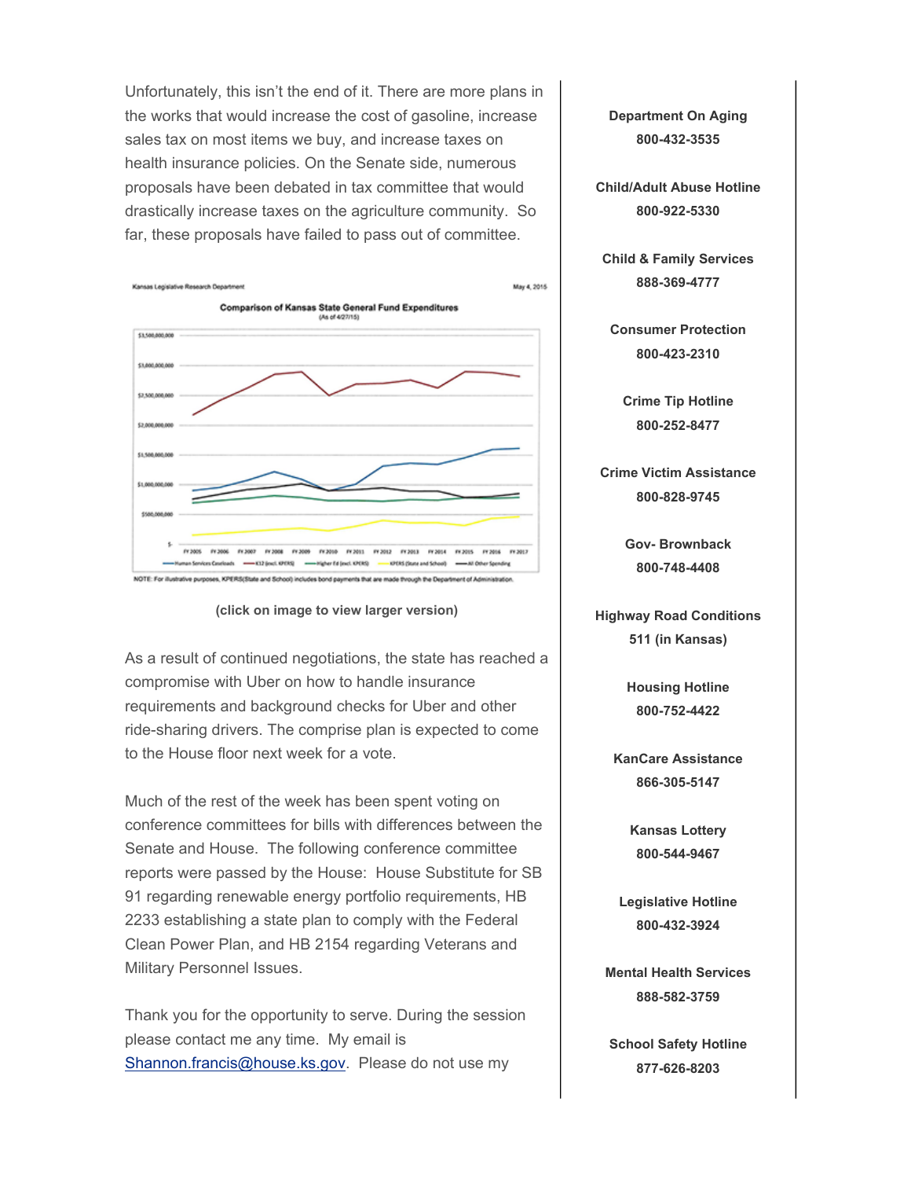Unfortunately, this isn't the end of it. There are more plans in the works that would increase the cost of gasoline, increase sales tax on most items we buy, and increase taxes on health insurance policies. On the Senate side, numerous proposals have been debated in tax committee that would drastically increase taxes on the agriculture community. So far, these proposals have failed to pass out of committee.

Kansas Legislative Research Department

May 4, 2015

Comparison of Kansas State General Fund Expenditures

(As of 4/27/15)

$3,500,000,000
$3,000,000,000
$2,500,000,000
$2,000,000,000
$1,500,000,000
$1,000,000,000
$500,000,000
$-

FY 2005 FY 2006 FY 2007 FY 2008 FY 2009 FY 2010 FY 2011 FY 2012 FY 2013 FY 2014 FY 2015 FY 2016 FY 2017

Human Services Caseloads — K12 (excl. KPERS) — Higher Ed (excl. KPERS) — KPERS (State and School) — All Other Spending

NOTE: For illustrative purposes, KPERS(State and School) includes bond payments that are made through the Department of Administration.

**(click on image to view larger version)**

As a result of continued negotiations, the state has reached a compromise with Uber on how to handle insurance requirements and background checks for Uber and other ride-sharing drivers. The comprise plan is expected to come to the House floor next week for a vote.

Much of the rest of the week has been spent voting on conference committees for bills with differences between the Senate and House. The following conference committee reports were passed by the House: House Substitute for SB 91 regarding renewable energy portfolio requirements, HB 2233 establishing a state plan to comply with the Federal Clean Power Plan, and HB 2154 regarding Veterans and Military Personnel Issues.

Thank you for the opportunity to serve. During the session please contact me any time. My email is Shannon.francis@house.ks.gov. Please do not use my

**Department On Aging**
**800-432-3535**

**Child/Adult Abuse Hotline**
**800-922-5330**

**Child & Family Services**
**888-369-4777**

**Consumer Protection**
**800-423-2310**

**Crime Tip Hotline**
**800-252-8477**

**Crime Victim Assistance**
**800-828-9745**

**Gov- Brownback**
**800-748-4408**

**Highway Road Conditions**
**511 (in Kansas)**

**Housing Hotline**
**800-752-4422**

**KanCare Assistance**
**866-305-5147**

**Kansas Lottery**
**800-544-9467**

**Legislative Hotline**
**800-432-3924**

**Mental Health Services**
**888-582-3759**

**School Safety Hotline**
**877-626-8203**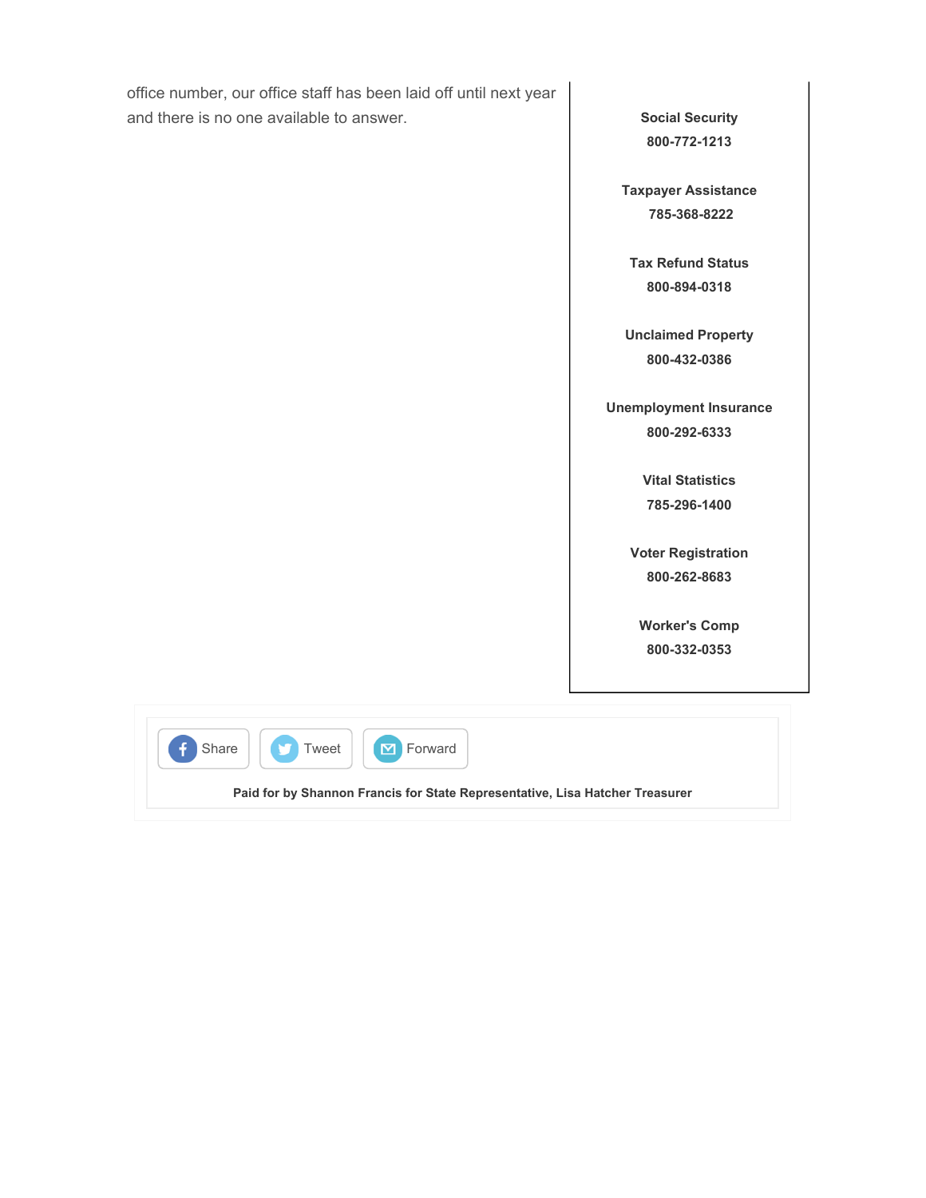office number, our office staff has been laid off until next year and there is no one available to answer.

**Social Security**
**800-772-1213**

**Taxpayer Assistance**
**785-368-8222**

**Tax Refund Status**
**800-894-0318**

**Unclaimed Property**
**800-432-0386**

**Unemployment Insurance**
**800-292-6333**

**Vital Statistics**
**785-296-1400**

**Voter Registration**
**800-262-8683**

**Worker's Comp**
**800-332-0353**

Share Tweet Forward

**Paid for by Shannon Francis for State Representative, Lisa Hatcher Treasurer**